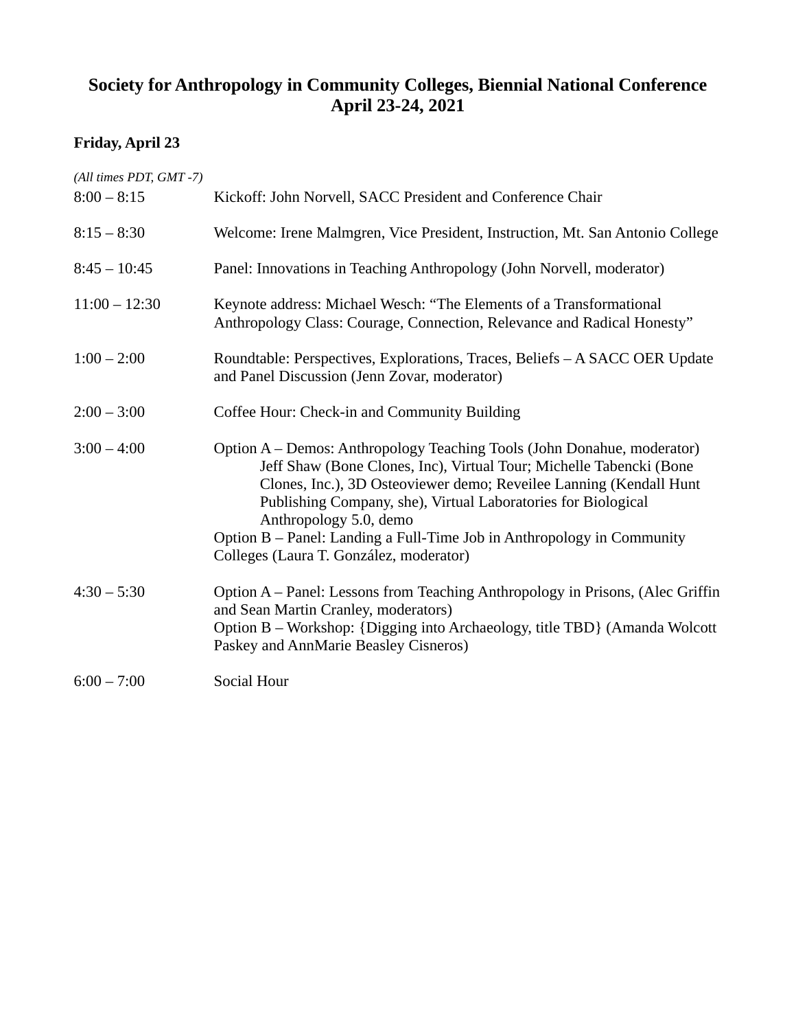# Society for Anthropology in Community Colleges, Biennial National Conference
# April 23-24, 2021

## Friday, April 23

*(All times PDT, GMT -7)*

| Time | Event |
|---|---|
| 8:00 – 8:15 | Kickoff: John Norvell, SACC President and Conference Chair |
| 8:15 – 8:30 | Welcome: Irene Malmgren, Vice President, Instruction, Mt. San Antonio College |
| 8:45 – 10:45 | Panel: Innovations in Teaching Anthropology (John Norvell, moderator) |
| 11:00 – 12:30 | Keynote address: Michael Wesch: "The Elements of a Transformational Anthropology Class: Courage, Connection, Relevance and Radical Honesty" |
| 1:00 – 2:00 | Roundtable: Perspectives, Explorations, Traces, Beliefs – A SACC OER Update and Panel Discussion (Jenn Zovar, moderator) |
| 2:00 – 3:00 | Coffee Hour: Check-in and Community Building |
| 3:00 – 4:00 | Option A – Demos: Anthropology Teaching Tools (John Donahue, moderator) Jeff Shaw (Bone Clones, Inc), Virtual Tour; Michelle Tabencki (Bone Clones, Inc.), 3D Osteoviewer demo; Reveilee Lanning (Kendall Hunt Publishing Company, she), Virtual Laboratories for Biological Anthropology 5.0, demo<br>Option B – Panel: Landing a Full-Time Job in Anthropology in Community Colleges (Laura T. González, moderator) |
| 4:30 – 5:30 | Option A – Panel: Lessons from Teaching Anthropology in Prisons, (Alec Griffin and Sean Martin Cranley, moderators)<br>Option B – Workshop: {Digging into Archaeology, title TBD} (Amanda Wolcott Paskey and AnnMarie Beasley Cisneros) |
| 6:00 – 7:00 | Social Hour |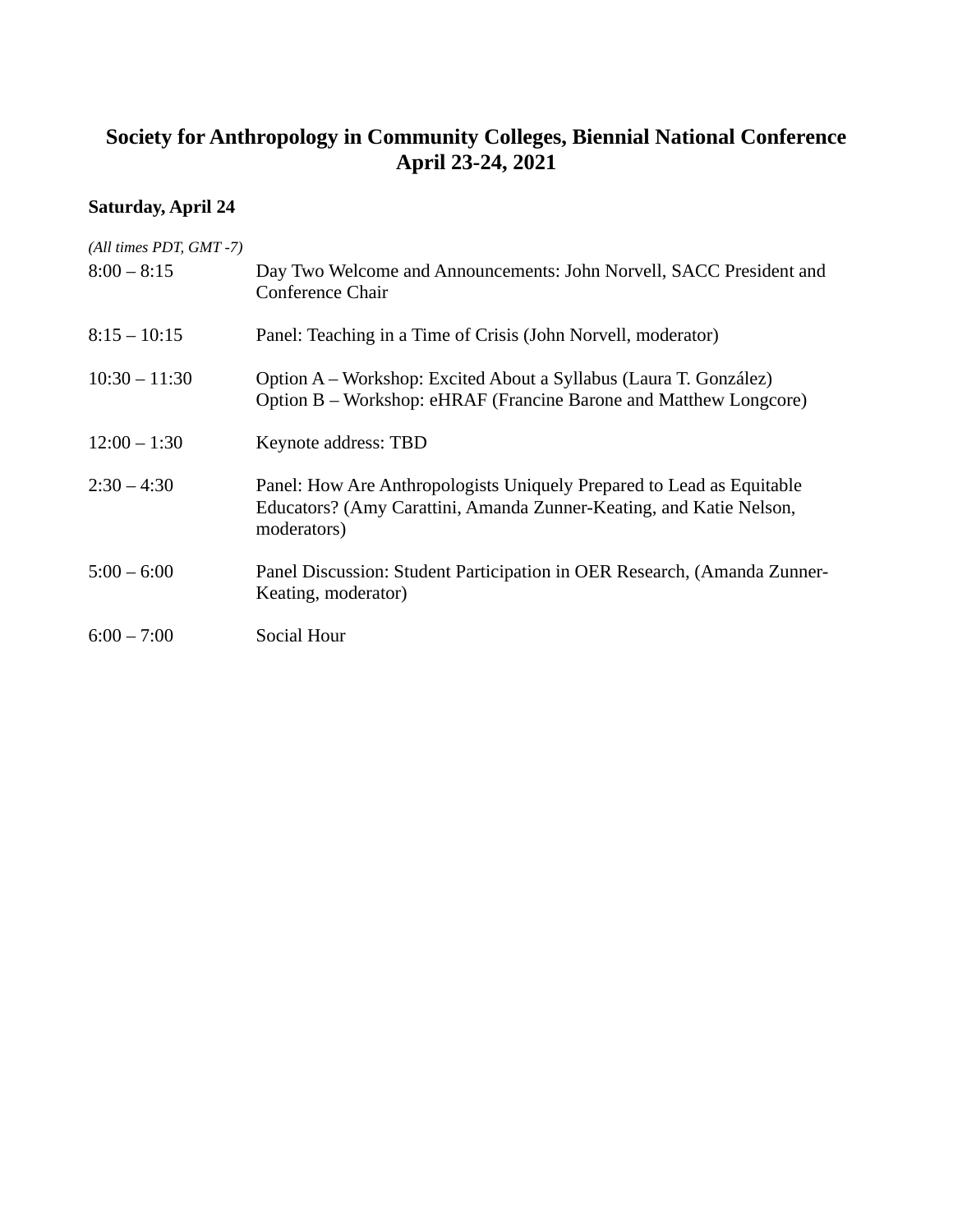# Society for Anthropology in Community Colleges, Biennial National Conference
## April 23-24, 2021

### Saturday, April 24

*(All times PDT, GMT -7)*

| | |
|---|---|
| 8:00 – 8:15 | Day Two Welcome and Announcements: John Norvell, SACC President and Conference Chair |
| 8:15 – 10:15 | Panel: Teaching in a Time of Crisis (John Norvell, moderator) |
| 10:30 – 11:30 | Option A – Workshop: Excited About a Syllabus (Laura T. González)<br>Option B – Workshop: eHRAF (Francine Barone and Matthew Longcore) |
| 12:00 – 1:30 | Keynote address: TBD |
| 2:30 – 4:30 | Panel: How Are Anthropologists Uniquely Prepared to Lead as Equitable Educators? (Amy Carattini, Amanda Zunner-Keating, and Katie Nelson, moderators) |
| 5:00 – 6:00 | Panel Discussion: Student Participation in OER Research, (Amanda Zunner-Keating, moderator) |
| 6:00 – 7:00 | Social Hour |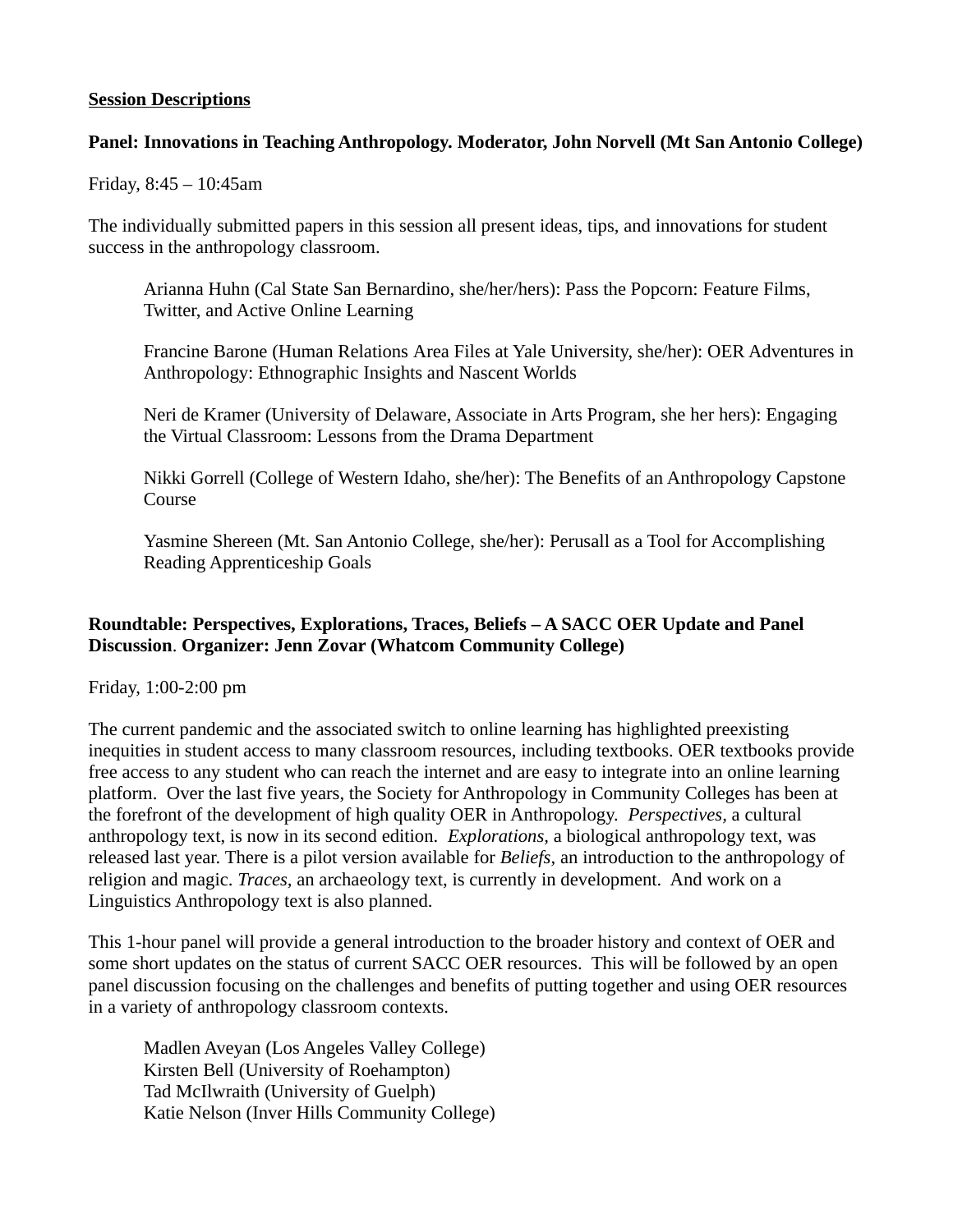**Session Descriptions**

**Panel: Innovations in Teaching Anthropology. Moderator, John Norvell (Mt San Antonio College)**

Friday, 8:45 – 10:45am

The individually submitted papers in this session all present ideas, tips, and innovations for student success in the anthropology classroom.

> Arianna Huhn (Cal State San Bernardino, she/her/hers): Pass the Popcorn: Feature Films, Twitter, and Active Online Learning
>
> Francine Barone (Human Relations Area Files at Yale University, she/her): OER Adventures in Anthropology: Ethnographic Insights and Nascent Worlds
>
> Neri de Kramer (University of Delaware, Associate in Arts Program, she her hers): Engaging the Virtual Classroom: Lessons from the Drama Department
>
> Nikki Gorrell (College of Western Idaho, she/her): The Benefits of an Anthropology Capstone Course
>
> Yasmine Shereen (Mt. San Antonio College, she/her): Perusall as a Tool for Accomplishing Reading Apprenticeship Goals

**Roundtable: Perspectives, Explorations, Traces, Beliefs – A SACC OER Update and Panel Discussion. Organizer: Jenn Zovar (Whatcom Community College)**

Friday, 1:00-2:00 pm

The current pandemic and the associated switch to online learning has highlighted preexisting inequities in student access to many classroom resources, including textbooks. OER textbooks provide free access to any student who can reach the internet and are easy to integrate into an online learning platform. Over the last five years, the Society for Anthropology in Community Colleges has been at the forefront of the development of high quality OER in Anthropology. *Perspectives,* a cultural anthropology text, is now in its second edition. *Explorations,* a biological anthropology text, was released last year. There is a pilot version available for *Beliefs,* an introduction to the anthropology of religion and magic. *Traces,* an archaeology text, is currently in development. And work on a Linguistics Anthropology text is also planned.

This 1-hour panel will provide a general introduction to the broader history and context of OER and some short updates on the status of current SACC OER resources. This will be followed by an open panel discussion focusing on the challenges and benefits of putting together and using OER resources in a variety of anthropology classroom contexts.

> Madlen Aveyan (Los Angeles Valley College)
> Kirsten Bell (University of Roehampton)
> Tad McIlwraith (University of Guelph)
> Katie Nelson (Inver Hills Community College)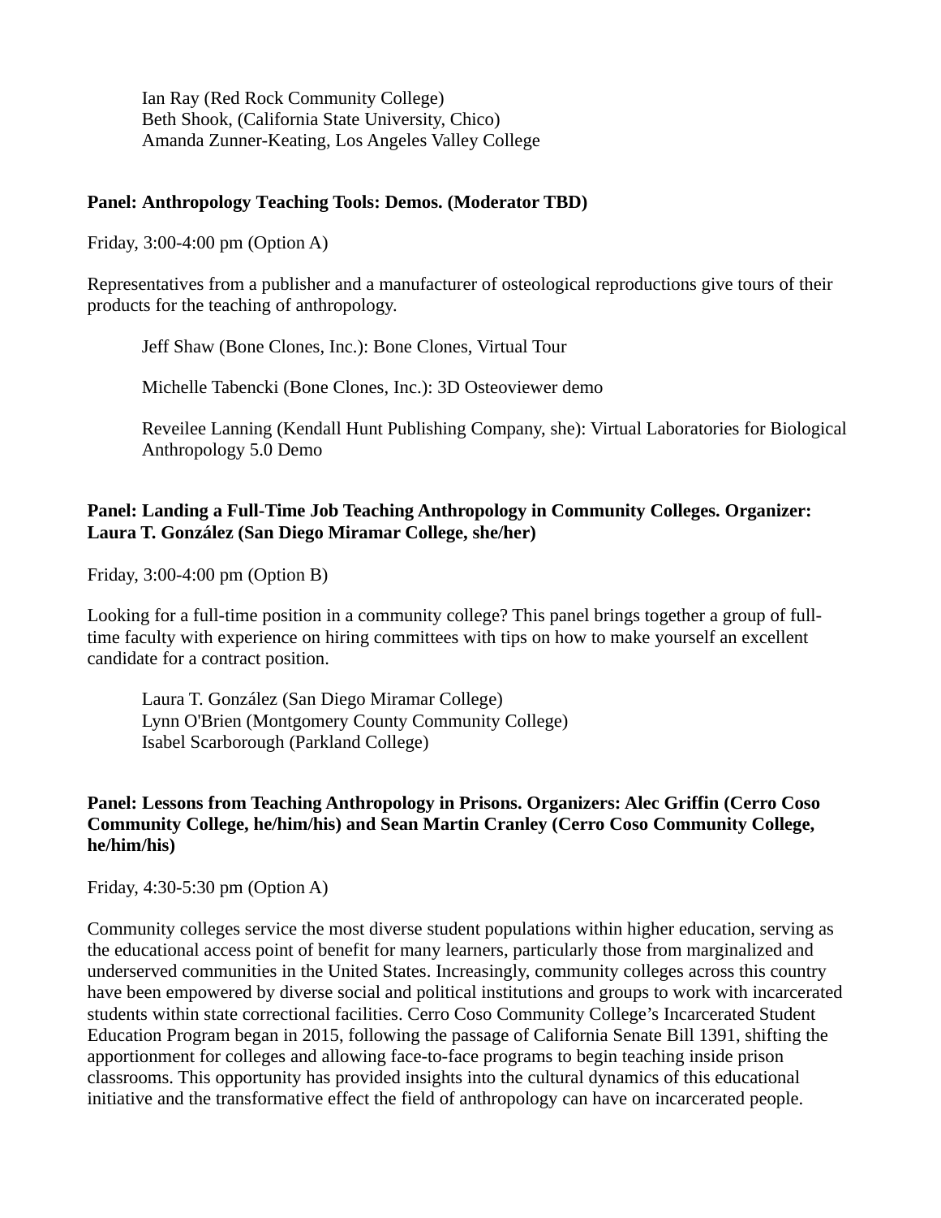Ian Ray (Red Rock Community College)
Beth Shook, (California State University, Chico)
Amanda Zunner-Keating, Los Angeles Valley College

**Panel: Anthropology Teaching Tools: Demos. (Moderator TBD)**

Friday, 3:00-4:00 pm (Option A)

Representatives from a publisher and a manufacturer of osteological reproductions give tours of their products for the teaching of anthropology.

Jeff Shaw (Bone Clones, Inc.): Bone Clones, Virtual Tour

Michelle Tabencki (Bone Clones, Inc.): 3D Osteoviewer demo

Reveilee Lanning (Kendall Hunt Publishing Company, she): Virtual Laboratories for Biological Anthropology 5.0 Demo

**Panel: Landing a Full-Time Job Teaching Anthropology in Community Colleges. Organizer: Laura T. González (San Diego Miramar College, she/her)**

Friday, 3:00-4:00 pm (Option B)

Looking for a full-time position in a community college? This panel brings together a group of full-time faculty with experience on hiring committees with tips on how to make yourself an excellent candidate for a contract position.

Laura T. González (San Diego Miramar College)
Lynn O'Brien (Montgomery County Community College)
Isabel Scarborough (Parkland College)

**Panel: Lessons from Teaching Anthropology in Prisons. Organizers: Alec Griffin (Cerro Coso Community College, he/him/his) and Sean Martin Cranley (Cerro Coso Community College, he/him/his)**

Friday, 4:30-5:30 pm (Option A)

Community colleges service the most diverse student populations within higher education, serving as the educational access point of benefit for many learners, particularly those from marginalized and underserved communities in the United States. Increasingly, community colleges across this country have been empowered by diverse social and political institutions and groups to work with incarcerated students within state correctional facilities. Cerro Coso Community College's Incarcerated Student Education Program began in 2015, following the passage of California Senate Bill 1391, shifting the apportionment for colleges and allowing face-to-face programs to begin teaching inside prison classrooms. This opportunity has provided insights into the cultural dynamics of this educational initiative and the transformative effect the field of anthropology can have on incarcerated people.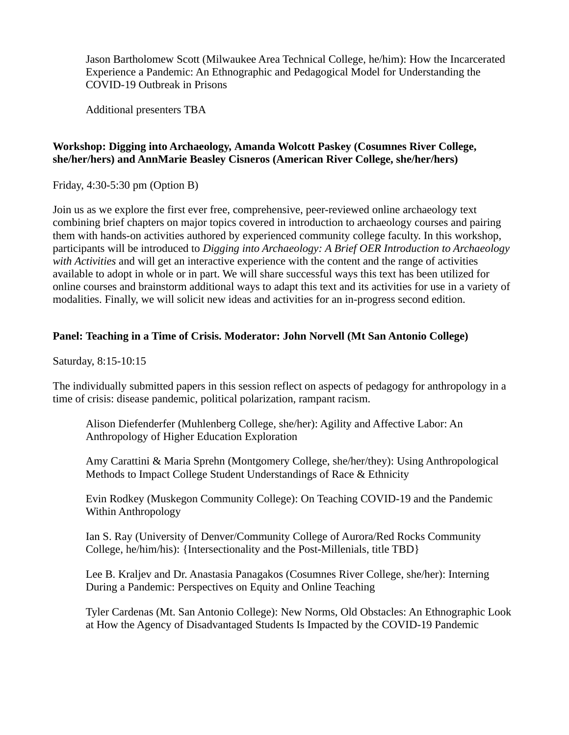Jason Bartholomew Scott (Milwaukee Area Technical College, he/him): How the Incarcerated Experience a Pandemic: An Ethnographic and Pedagogical Model for Understanding the COVID-19 Outbreak in Prisons

Additional presenters TBA

**Workshop: Digging into Archaeology, Amanda Wolcott Paskey (Cosumnes River College, she/her/hers) and AnnMarie Beasley Cisneros (American River College, she/her/hers)**

Friday, 4:30-5:30 pm (Option B)

Join us as we explore the first ever free, comprehensive, peer-reviewed online archaeology text combining brief chapters on major topics covered in introduction to archaeology courses and pairing them with hands-on activities authored by experienced community college faculty. In this workshop, participants will be introduced to *Digging into Archaeology: A Brief OER Introduction to Archaeology with Activities* and will get an interactive experience with the content and the range of activities available to adopt in whole or in part. We will share successful ways this text has been utilized for online courses and brainstorm additional ways to adapt this text and its activities for use in a variety of modalities. Finally, we will solicit new ideas and activities for an in-progress second edition.

**Panel: Teaching in a Time of Crisis. Moderator: John Norvell (Mt San Antonio College)**

Saturday, 8:15-10:15

The individually submitted papers in this session reflect on aspects of pedagogy for anthropology in a time of crisis: disease pandemic, political polarization, rampant racism.

Alison Diefenderfer (Muhlenberg College, she/her): Agility and Affective Labor: An Anthropology of Higher Education Exploration

Amy Carattini & Maria Sprehn (Montgomery College, she/her/they): Using Anthropological Methods to Impact College Student Understandings of Race & Ethnicity

Evin Rodkey (Muskegon Community College): On Teaching COVID-19 and the Pandemic Within Anthropology

Ian S. Ray (University of Denver/Community College of Aurora/Red Rocks Community College, he/him/his): {Intersectionality and the Post-Millenials, title TBD}

Lee B. Kraljev and Dr. Anastasia Panagakos (Cosumnes River College, she/her): Interning During a Pandemic: Perspectives on Equity and Online Teaching

Tyler Cardenas (Mt. San Antonio College): New Norms, Old Obstacles: An Ethnographic Look at How the Agency of Disadvantaged Students Is Impacted by the COVID-19 Pandemic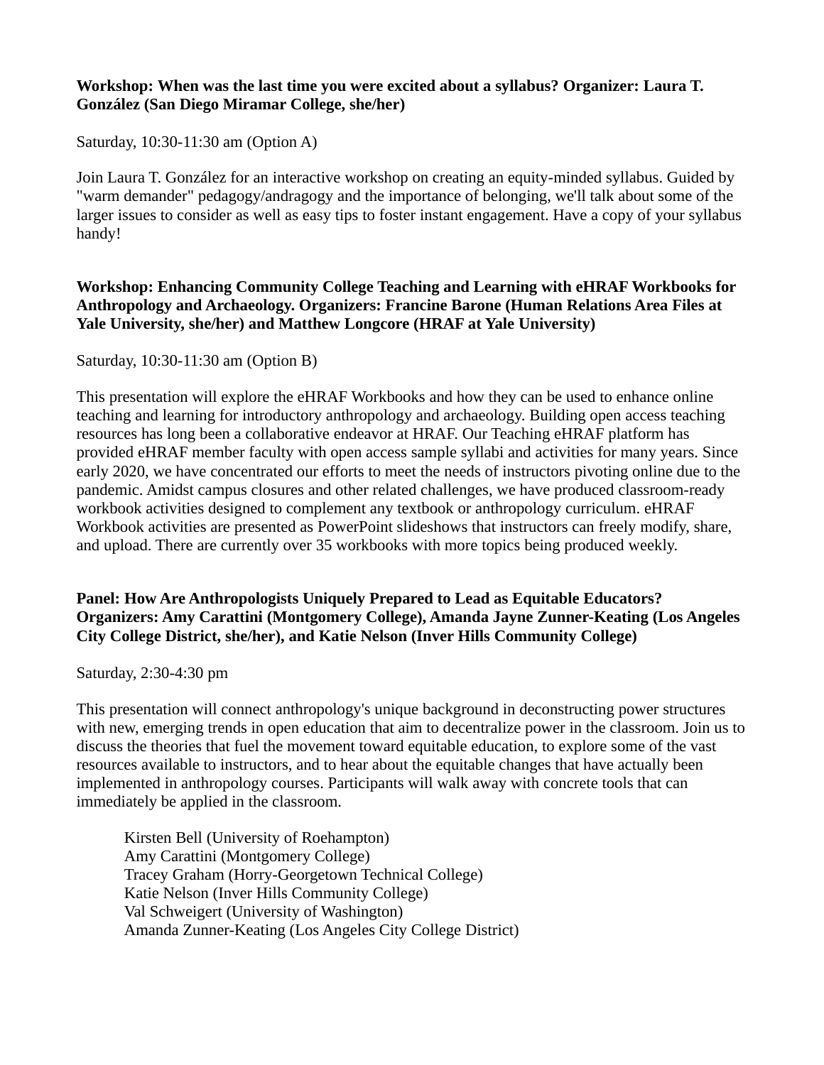**Workshop: When was the last time you were excited about a syllabus? Organizer: Laura T. González (San Diego Miramar College, she/her)**

Saturday, 10:30-11:30 am (Option A)

Join Laura T. González for an interactive workshop on creating an equity-minded syllabus. Guided by "warm demander" pedagogy/andragogy and the importance of belonging, we'll talk about some of the larger issues to consider as well as easy tips to foster instant engagement. Have a copy of your syllabus handy!

**Workshop: Enhancing Community College Teaching and Learning with eHRAF Workbooks for Anthropology and Archaeology. Organizers: Francine Barone (Human Relations Area Files at Yale University, she/her) and Matthew Longcore (HRAF at Yale University)**

Saturday, 10:30-11:30 am (Option B)

This presentation will explore the eHRAF Workbooks and how they can be used to enhance online teaching and learning for introductory anthropology and archaeology. Building open access teaching resources has long been a collaborative endeavor at HRAF. Our Teaching eHRAF platform has provided eHRAF member faculty with open access sample syllabi and activities for many years. Since early 2020, we have concentrated our efforts to meet the needs of instructors pivoting online due to the pandemic. Amidst campus closures and other related challenges, we have produced classroom-ready workbook activities designed to complement any textbook or anthropology curriculum. eHRAF Workbook activities are presented as PowerPoint slideshows that instructors can freely modify, share, and upload. There are currently over 35 workbooks with more topics being produced weekly.

**Panel: How Are Anthropologists Uniquely Prepared to Lead as Equitable Educators? Organizers: Amy Carattini (Montgomery College), Amanda Jayne Zunner-Keating (Los Angeles City College District, she/her), and Katie Nelson (Inver Hills Community College)**

Saturday, 2:30-4:30 pm

This presentation will connect anthropology's unique background in deconstructing power structures with new, emerging trends in open education that aim to decentralize power in the classroom. Join us to discuss the theories that fuel the movement toward equitable education, to explore some of the vast resources available to instructors, and to hear about the equitable changes that have actually been implemented in anthropology courses. Participants will walk away with concrete tools that can immediately be applied in the classroom.

Kirsten Bell (University of Roehampton)
Amy Carattini (Montgomery College)
Tracey Graham (Horry-Georgetown Technical College)
Katie Nelson (Inver Hills Community College)
Val Schweigert (University of Washington)
Amanda Zunner-Keating (Los Angeles City College District)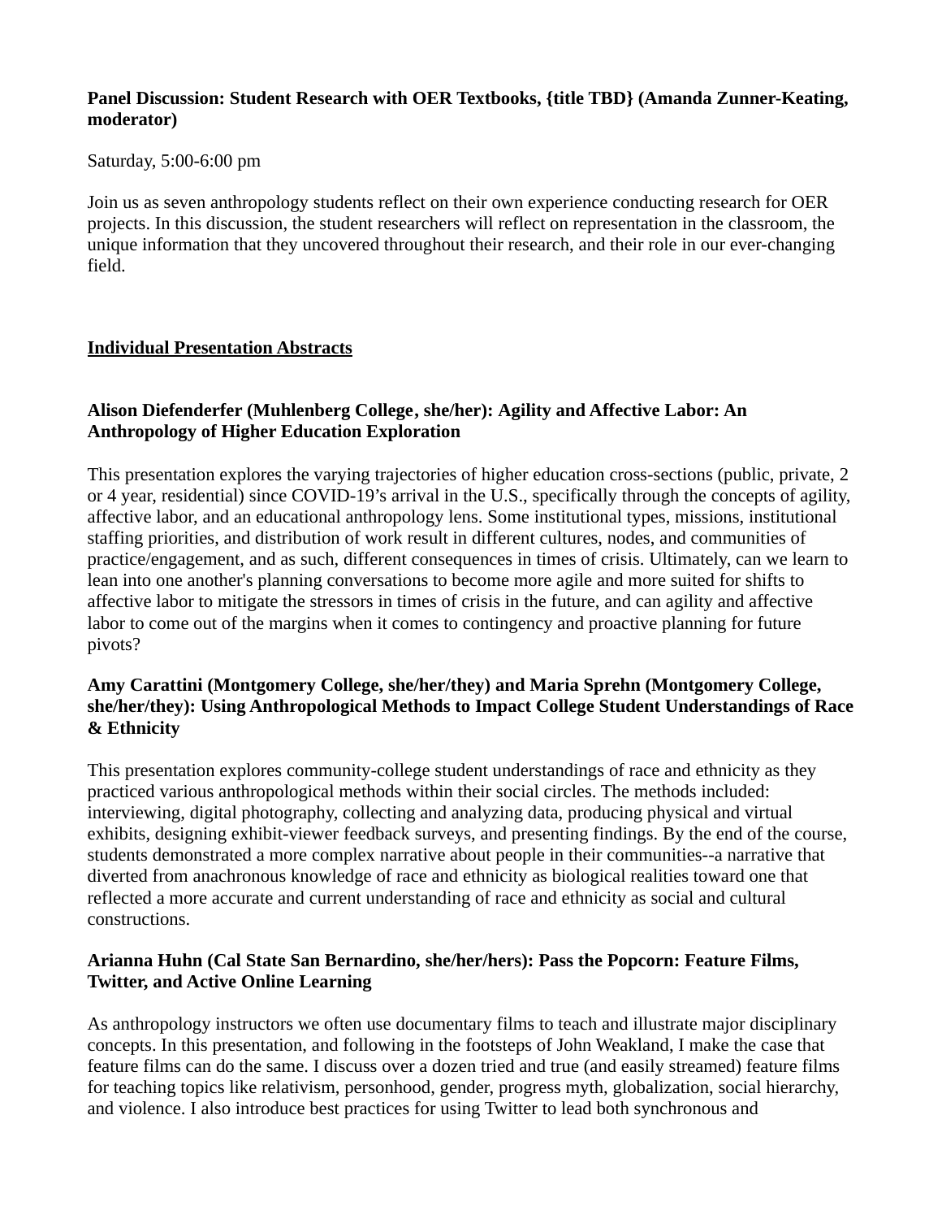**Panel Discussion: Student Research with OER Textbooks, {title TBD} (Amanda Zunner-Keating, moderator)**

Saturday, 5:00-6:00 pm

Join us as seven anthropology students reflect on their own experience conducting research for OER projects. In this discussion, the student researchers will reflect on representation in the classroom, the unique information that they uncovered throughout their research, and their role in our ever-changing field.

## <u>Individual Presentation Abstracts</u>

**Alison Diefenderfer (Muhlenberg College, she/her): Agility and Affective Labor: An Anthropology of Higher Education Exploration**

This presentation explores the varying trajectories of higher education cross-sections (public, private, 2 or 4 year, residential) since COVID-19's arrival in the U.S., specifically through the concepts of agility, affective labor, and an educational anthropology lens. Some institutional types, missions, institutional staffing priorities, and distribution of work result in different cultures, nodes, and communities of practice/engagement, and as such, different consequences in times of crisis. Ultimately, can we learn to lean into one another's planning conversations to become more agile and more suited for shifts to affective labor to mitigate the stressors in times of crisis in the future, and can agility and affective labor to come out of the margins when it comes to contingency and proactive planning for future pivots?

**Amy Carattini (Montgomery College, she/her/they) and Maria Sprehn (Montgomery College, she/her/they): Using Anthropological Methods to Impact College Student Understandings of Race & Ethnicity**

This presentation explores community-college student understandings of race and ethnicity as they practiced various anthropological methods within their social circles. The methods included: interviewing, digital photography, collecting and analyzing data, producing physical and virtual exhibits, designing exhibit-viewer feedback surveys, and presenting findings. By the end of the course, students demonstrated a more complex narrative about people in their communities--a narrative that diverted from anachronous knowledge of race and ethnicity as biological realities toward one that reflected a more accurate and current understanding of race and ethnicity as social and cultural constructions.

**Arianna Huhn (Cal State San Bernardino, she/her/hers): Pass the Popcorn: Feature Films, Twitter, and Active Online Learning**

As anthropology instructors we often use documentary films to teach and illustrate major disciplinary concepts. In this presentation, and following in the footsteps of John Weakland, I make the case that feature films can do the same. I discuss over a dozen tried and true (and easily streamed) feature films for teaching topics like relativism, personhood, gender, progress myth, globalization, social hierarchy, and violence. I also introduce best practices for using Twitter to lead both synchronous and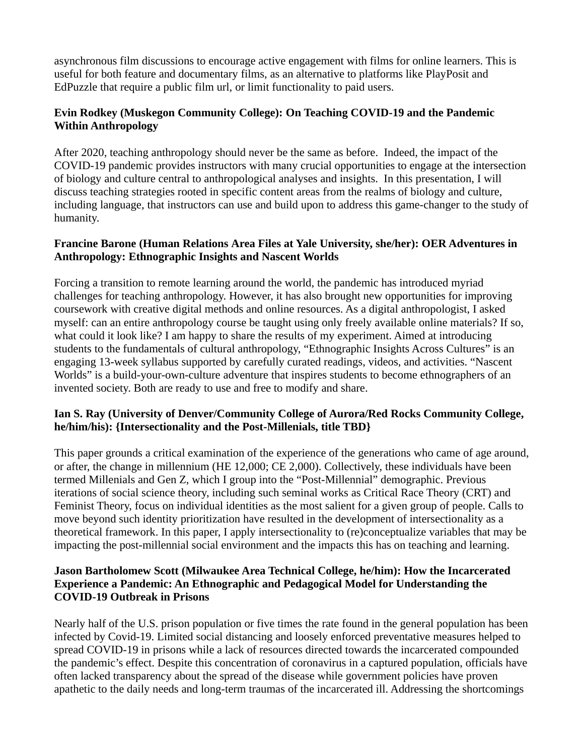asynchronous film discussions to encourage active engagement with films for online learners. This is useful for both feature and documentary films, as an alternative to platforms like PlayPosit and EdPuzzle that require a public film url, or limit functionality to paid users.

**Evin Rodkey (Muskegon Community College): On Teaching COVID-19 and the Pandemic Within Anthropology**

After 2020, teaching anthropology should never be the same as before. Indeed, the impact of the COVID-19 pandemic provides instructors with many crucial opportunities to engage at the intersection of biology and culture central to anthropological analyses and insights. In this presentation, I will discuss teaching strategies rooted in specific content areas from the realms of biology and culture, including language, that instructors can use and build upon to address this game-changer to the study of humanity.

**Francine Barone (Human Relations Area Files at Yale University, she/her): OER Adventures in Anthropology: Ethnographic Insights and Nascent Worlds**

Forcing a transition to remote learning around the world, the pandemic has introduced myriad challenges for teaching anthropology. However, it has also brought new opportunities for improving coursework with creative digital methods and online resources. As a digital anthropologist, I asked myself: can an entire anthropology course be taught using only freely available online materials? If so, what could it look like? I am happy to share the results of my experiment. Aimed at introducing students to the fundamentals of cultural anthropology, "Ethnographic Insights Across Cultures" is an engaging 13-week syllabus supported by carefully curated readings, videos, and activities. "Nascent Worlds" is a build-your-own-culture adventure that inspires students to become ethnographers of an invented society. Both are ready to use and free to modify and share.

**Ian S. Ray (University of Denver/Community College of Aurora/Red Rocks Community College, he/him/his): {Intersectionality and the Post-Millenials, title TBD}**

This paper grounds a critical examination of the experience of the generations who came of age around, or after, the change in millennium (HE 12,000; CE 2,000). Collectively, these individuals have been termed Millenials and Gen Z, which I group into the "Post-Millennial" demographic. Previous iterations of social science theory, including such seminal works as Critical Race Theory (CRT) and Feminist Theory, focus on individual identities as the most salient for a given group of people. Calls to move beyond such identity prioritization have resulted in the development of intersectionality as a theoretical framework. In this paper, I apply intersectionality to (re)conceptualize variables that may be impacting the post-millennial social environment and the impacts this has on teaching and learning.

**Jason Bartholomew Scott (Milwaukee Area Technical College, he/him): How the Incarcerated Experience a Pandemic: An Ethnographic and Pedagogical Model for Understanding the COVID-19 Outbreak in Prisons**

Nearly half of the U.S. prison population or five times the rate found in the general population has been infected by Covid-19. Limited social distancing and loosely enforced preventative measures helped to spread COVID-19 in prisons while a lack of resources directed towards the incarcerated compounded the pandemic's effect. Despite this concentration of coronavirus in a captured population, officials have often lacked transparency about the spread of the disease while government policies have proven apathetic to the daily needs and long-term traumas of the incarcerated ill. Addressing the shortcomings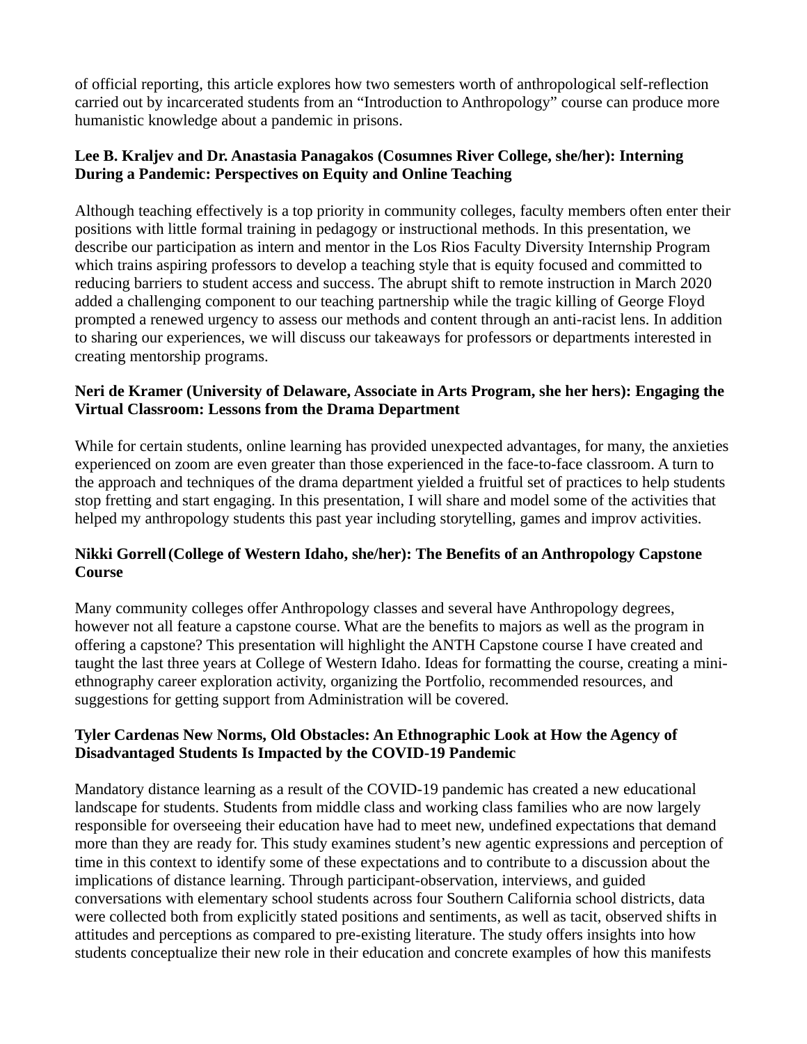of official reporting, this article explores how two semesters worth of anthropological self-reflection carried out by incarcerated students from an "Introduction to Anthropology" course can produce more humanistic knowledge about a pandemic in prisons.

**Lee B. Kraljev and Dr. Anastasia Panagakos (Cosumnes River College, she/her): Interning During a Pandemic: Perspectives on Equity and Online Teaching**

Although teaching effectively is a top priority in community colleges, faculty members often enter their positions with little formal training in pedagogy or instructional methods. In this presentation, we describe our participation as intern and mentor in the Los Rios Faculty Diversity Internship Program which trains aspiring professors to develop a teaching style that is equity focused and committed to reducing barriers to student access and success. The abrupt shift to remote instruction in March 2020 added a challenging component to our teaching partnership while the tragic killing of George Floyd prompted a renewed urgency to assess our methods and content through an anti-racist lens. In addition to sharing our experiences, we will discuss our takeaways for professors or departments interested in creating mentorship programs.

**Neri de Kramer (University of Delaware, Associate in Arts Program, she her hers): Engaging the Virtual Classroom: Lessons from the Drama Department**

While for certain students, online learning has provided unexpected advantages, for many, the anxieties experienced on zoom are even greater than those experienced in the face-to-face classroom. A turn to the approach and techniques of the drama department yielded a fruitful set of practices to help students stop fretting and start engaging. In this presentation, I will share and model some of the activities that helped my anthropology students this past year including storytelling, games and improv activities.

**Nikki Gorrell (College of Western Idaho, she/her): The Benefits of an Anthropology Capstone Course**

Many community colleges offer Anthropology classes and several have Anthropology degrees, however not all feature a capstone course. What are the benefits to majors as well as the program in offering a capstone? This presentation will highlight the ANTH Capstone course I have created and taught the last three years at College of Western Idaho. Ideas for formatting the course, creating a mini-ethnography career exploration activity, organizing the Portfolio, recommended resources, and suggestions for getting support from Administration will be covered.

**Tyler Cardenas New Norms, Old Obstacles: An Ethnographic Look at How the Agency of Disadvantaged Students Is Impacted by the COVID-19 Pandemic**

Mandatory distance learning as a result of the COVID-19 pandemic has created a new educational landscape for students. Students from middle class and working class families who are now largely responsible for overseeing their education have had to meet new, undefined expectations that demand more than they are ready for. This study examines student's new agentic expressions and perception of time in this context to identify some of these expectations and to contribute to a discussion about the implications of distance learning. Through participant-observation, interviews, and guided conversations with elementary school students across four Southern California school districts, data were collected both from explicitly stated positions and sentiments, as well as tacit, observed shifts in attitudes and perceptions as compared to pre-existing literature. The study offers insights into how students conceptualize their new role in their education and concrete examples of how this manifests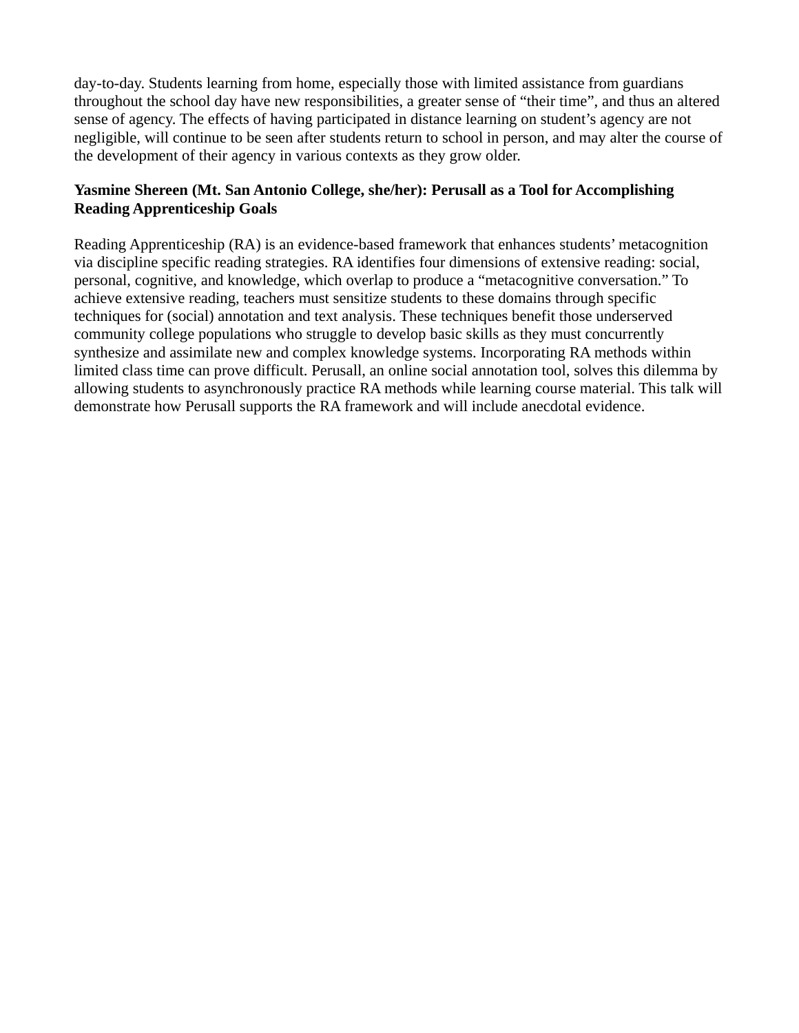day-to-day. Students learning from home, especially those with limited assistance from guardians throughout the school day have new responsibilities, a greater sense of "their time", and thus an altered sense of agency. The effects of having participated in distance learning on student's agency are not negligible, will continue to be seen after students return to school in person, and may alter the course of the development of their agency in various contexts as they grow older.

**Yasmine Shereen (Mt. San Antonio College, she/her): Perusall as a Tool for Accomplishing Reading Apprenticeship Goals**

Reading Apprenticeship (RA) is an evidence-based framework that enhances students' metacognition via discipline specific reading strategies. RA identifies four dimensions of extensive reading: social, personal, cognitive, and knowledge, which overlap to produce a "metacognitive conversation." To achieve extensive reading, teachers must sensitize students to these domains through specific techniques for (social) annotation and text analysis. These techniques benefit those underserved community college populations who struggle to develop basic skills as they must concurrently synthesize and assimilate new and complex knowledge systems. Incorporating RA methods within limited class time can prove difficult. Perusall, an online social annotation tool, solves this dilemma by allowing students to asynchronously practice RA methods while learning course material. This talk will demonstrate how Perusall supports the RA framework and will include anecdotal evidence.